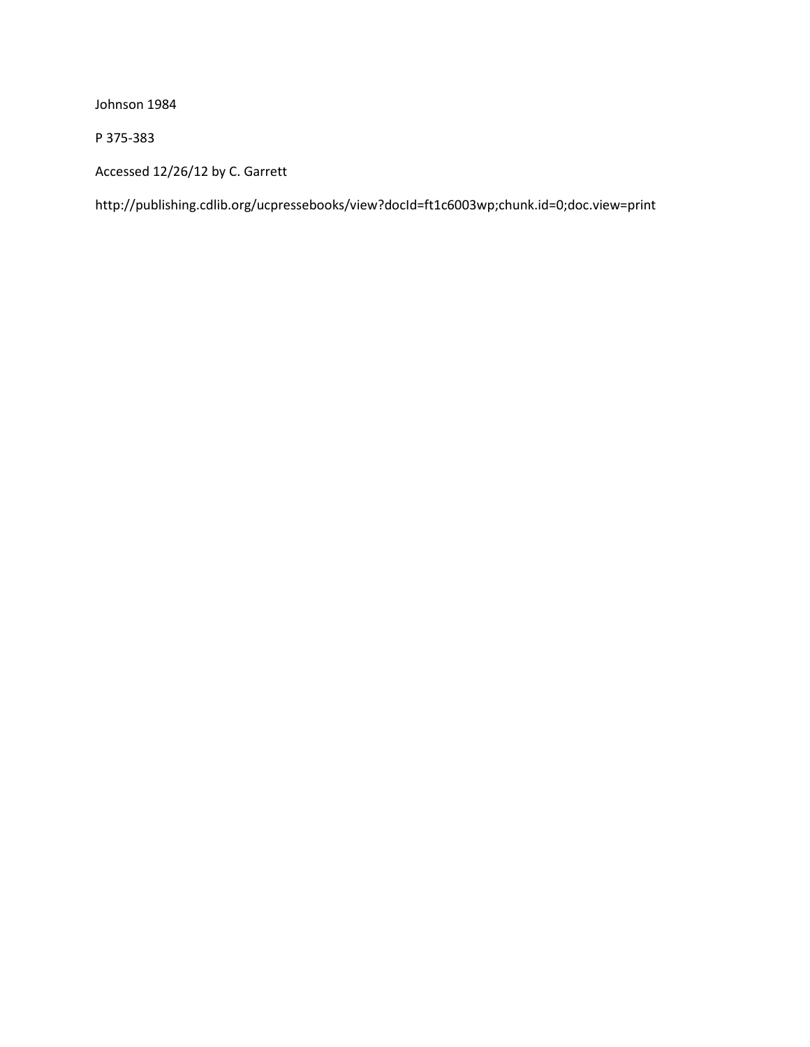Johnson 1984

P 375-383

Accessed 12/26/12 by C. Garrett

http://publishing.cdlib.org/ucpressebooks/view?docId=ft1c6003wp;chunk.id=0;doc.view=print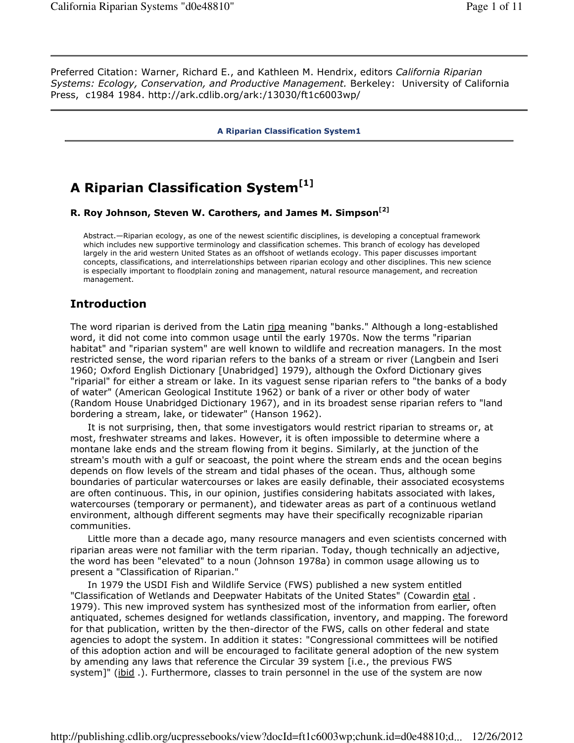Preferred Citation: Warner, Richard E., and Kathleen M. Hendrix, editors *California Riparian Systems: Ecology, Conservation, and Productive Management.* Berkeley: University of California Press, c1984 1984. http://ark.cdlib.org/ark:/13030/ft1c6003wp/

**A Riparian Classification System1**

# A Riparian Classification System[1]

**R. Roy Johnson, Steven W. Carothers, and James M. Simpson[2]**

Abstract.—Riparian ecology, as one of the newest scientific disciplines, is developing a conceptual framework which includes new supportive terminology and classification schemes. This branch of ecology has developed largely in the arid western United States as an offshoot of wetlands ecology. This paper discusses important concepts, classifications, and interrelationships between riparian ecology and other disciplines. This new science is especially important to floodplain zoning and management, natural resource management, and recreation management.

## Introduction

The word riparian is derived from the Latin ripa meaning "banks." Although a long-established word, it did not come into common usage until the early 1970s. Now the terms "riparian habitat" and "riparian system" are well known to wildlife and recreation managers. In the most restricted sense, the word riparian refers to the banks of a stream or river (Langbein and Iseri 1960; Oxford English Dictionary [Unabridged] 1979), although the Oxford Dictionary gives "riparial" for either a stream or lake. In its vaguest sense riparian refers to "the banks of a body of water" (American Geological Institute 1962) or bank of a river or other body of water (Random House Unabridged Dictionary 1967), and in its broadest sense riparian refers to "land bordering a stream, lake, or tidewater" (Hanson 1962).

It is not surprising, then, that some investigators would restrict riparian to streams or, at most, freshwater streams and lakes. However, it is often impossible to determine where a montane lake ends and the stream flowing from it begins. Similarly, at the junction of the stream's mouth with a gulf or seacoast, the point where the stream ends and the ocean begins depends on flow levels of the stream and tidal phases of the ocean. Thus, although some boundaries of particular watercourses or lakes are easily definable, their associated ecosystems are often continuous. This, in our opinion, justifies considering habitats associated with lakes, watercourses (temporary or permanent), and tidewater areas as part of a continuous wetland environment, although different segments may have their specifically recognizable riparian communities.

Little more than a decade ago, many resource managers and even scientists concerned with riparian areas were not familiar with the term riparian. Today, though technically an adjective, the word has been "elevated" to a noun (Johnson 1978a) in common usage allowing us to present a "Classification of Riparian."

In 1979 the USDI Fish and Wildlife Service (FWS) published a new system entitled "Classification of Wetlands and Deepwater Habitats of the United States" (Cowardin etal . 1979). This new improved system has synthesized most of the information from earlier, often antiquated, schemes designed for wetlands classification, inventory, and mapping. The foreword for that publication, written by the then-director of the FWS, calls on other federal and state agencies to adopt the system. In addition it states: "Congressional committees will be notified of this adoption action and will be encouraged to facilitate general adoption of the new system by amending any laws that reference the Circular 39 system [i.e., the previous FWS system]" (ibid .). Furthermore, classes to train personnel in the use of the system are now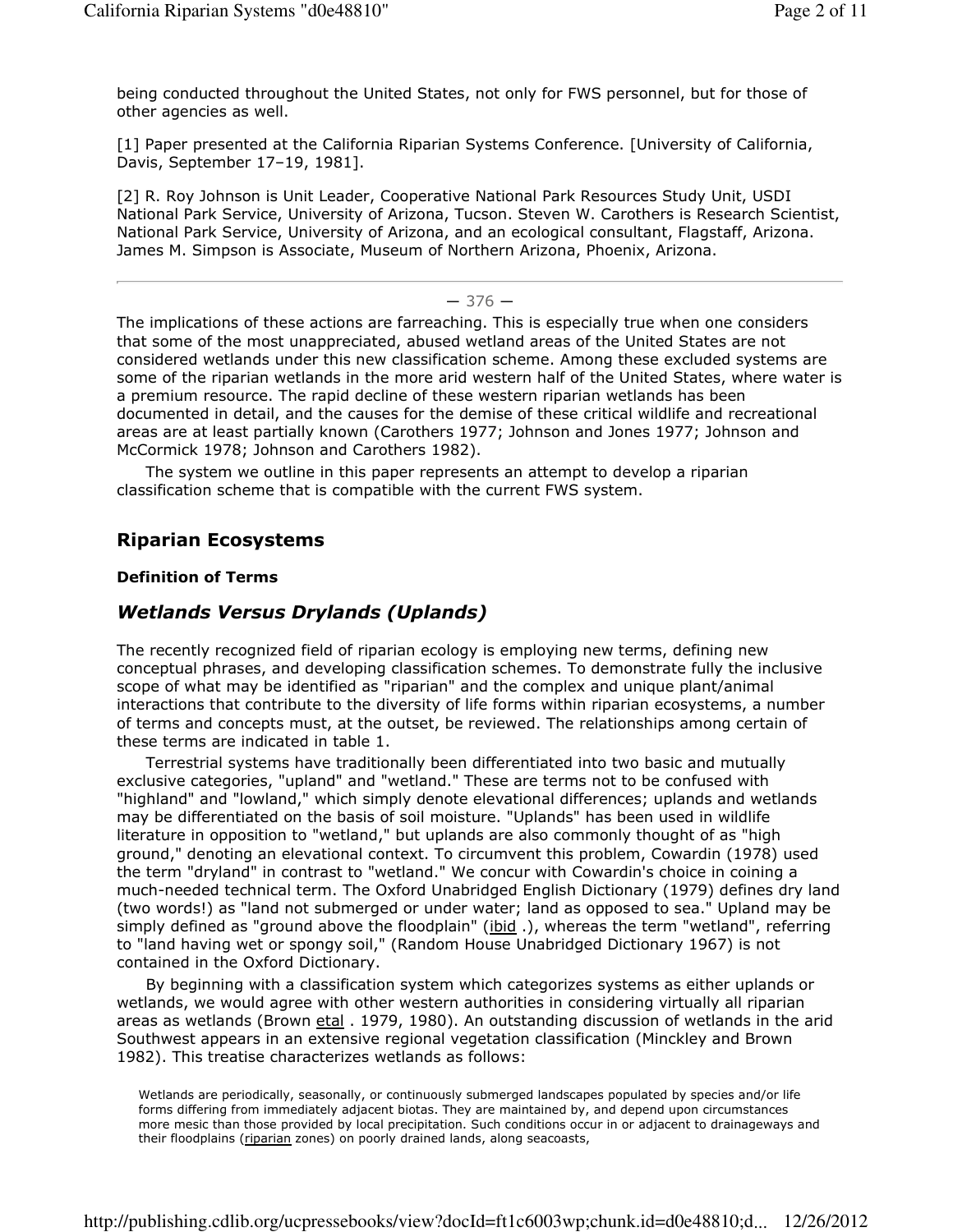being conducted throughout the United States, not only for FWS personnel, but for those of other agencies as well.

[1] Paper presented at the California Riparian Systems Conference. [University of California, Davis, September 17–19, 1981].

[2] R. Roy Johnson is Unit Leader, Cooperative National Park Resources Study Unit, USDI National Park Service, University of Arizona, Tucson. Steven W. Carothers is Research Scientist, National Park Service, University of Arizona, and an ecological consultant, Flagstaff, Arizona. James M. Simpson is Associate, Museum of Northern Arizona, Phoenix, Arizona.

— 376 —

The implications of these actions are farreaching. This is especially true when one considers that some of the most unappreciated, abused wetland areas of the United States are not considered wetlands under this new classification scheme. Among these excluded systems are some of the riparian wetlands in the more arid western half of the United States, where water is a premium resource. The rapid decline of these western riparian wetlands has been documented in detail, and the causes for the demise of these critical wildlife and recreational areas are at least partially known (Carothers 1977; Johnson and Jones 1977; Johnson and McCormick 1978; Johnson and Carothers 1982).

The system we outline in this paper represents an attempt to develop a riparian classification scheme that is compatible with the current FWS system.

## Riparian Ecosystems

### Definition of Terms

### *Wetlands Versus Drylands (Uplands)*

The recently recognized field of riparian ecology is employing new terms, defining new conceptual phrases, and developing classification schemes. To demonstrate fully the inclusive scope of what may be identified as "riparian" and the complex and unique plant/animal interactions that contribute to the diversity of life forms within riparian ecosystems, a number of terms and concepts must, at the outset, be reviewed. The relationships among certain of these terms are indicated in table 1.

Terrestrial systems have traditionally been differentiated into two basic and mutually exclusive categories, "upland" and "wetland." These are terms not to be confused with "highland" and "lowland," which simply denote elevational differences; uplands and wetlands may be differentiated on the basis of soil moisture. "Uplands" has been used in wildlife literature in opposition to "wetland," but uplands are also commonly thought of as "high ground," denoting an elevational context. To circumvent this problem, Cowardin (1978) used the term "dryland" in contrast to "wetland." We concur with Cowardin's choice in coining a much-needed technical term. The Oxford Unabridged English Dictionary (1979) defines dry land (two words!) as "land not submerged or under water; land as opposed to sea." Upland may be simply defined as "ground above the floodplain" (ibid .), whereas the term "wetland", referring to "land having wet or spongy soil," (Random House Unabridged Dictionary 1967) is not contained in the Oxford Dictionary.

By beginning with a classification system which categorizes systems as either uplands or wetlands, we would agree with other western authorities in considering virtually all riparian areas as wetlands (Brown etal . 1979, 1980). An outstanding discussion of wetlands in the arid Southwest appears in an extensive regional vegetation classification (Minckley and Brown 1982). This treatise characterizes wetlands as follows:

> Wetlands are periodically, seasonally, or continuously submerged landscapes populated by species and/or life forms differing from immediately adjacent biotas. They are maintained by, and depend upon circumstances more mesic than those provided by local precipitation. Such conditions occur in or adjacent to drainageways and their floodplains (riparian zones) on poorly drained lands, along seacoasts,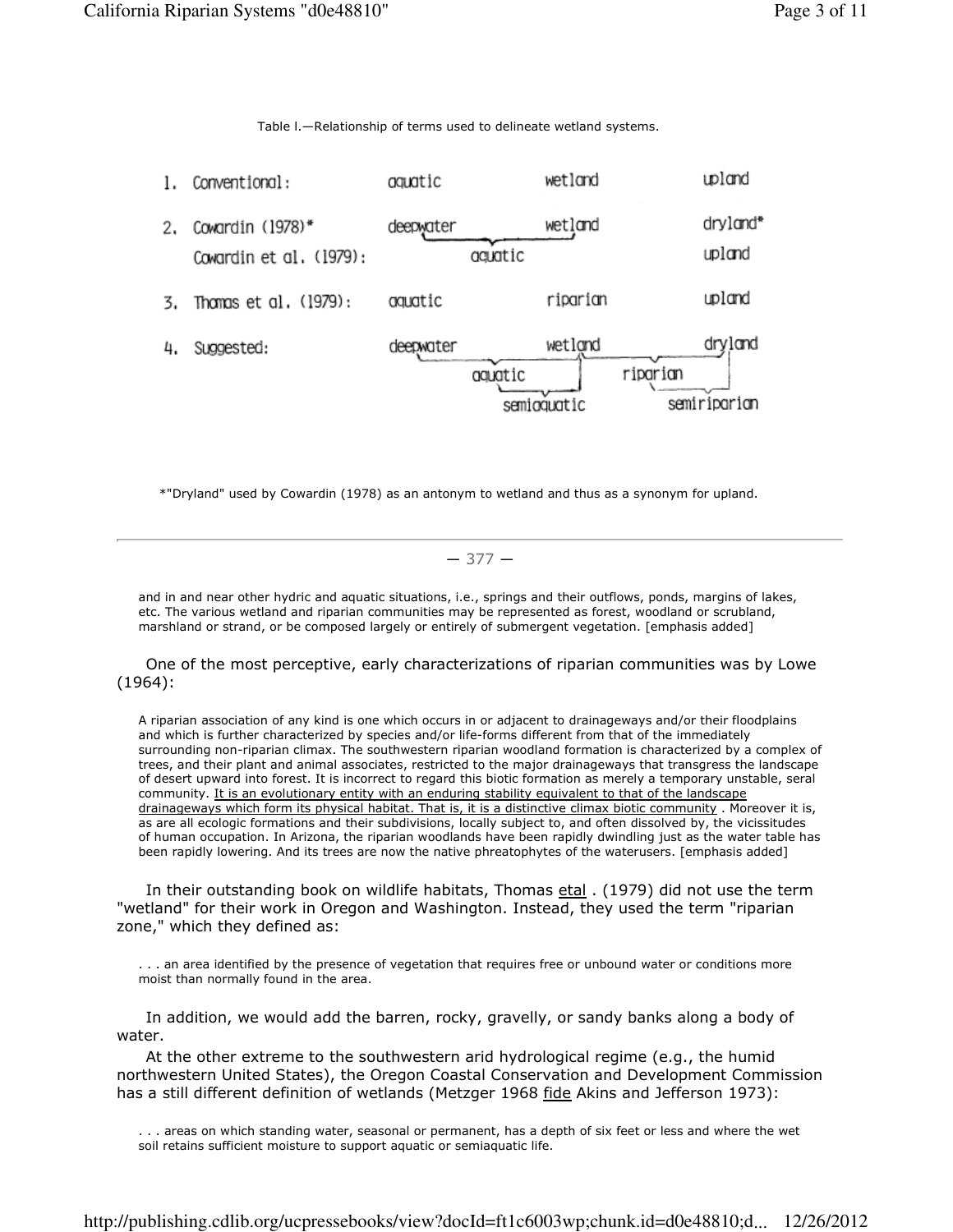Table I.—Relationship of terms used to delineate wetland systems.

| | | | |
|---|---|---|---|
| 1. Conventional: | aquatic | wetland | upland |
| 2. Cowardin (1978)* | deepwater | wetland | dryland* |
| Cowardin et al. (1979): | aquatic (deepwater + wetland) | | upland |
| 3. Thomas et al. (1979): | aquatic | riparian | upland |
| 4. Suggested: | deepwater | wetland | dryland |
| | aquatic (deepwater + wetland) | | riparian (wetland + dryland) |
| | | semiaquatic | semiriparian |

*"Dryland" used by Cowardin (1978) as an antonym to wetland and thus as a synonym for upland.

---

and in and near other hydric and aquatic situations, i.e., springs and their outflows, ponds, margins of lakes, etc. The various wetland and riparian communities may be represented as forest, woodland or scrubland, marshland or strand, or be composed largely or entirely of submergent vegetation. [emphasis added]

One of the most perceptive, early characterizations of riparian communities was by Lowe (1964):

> A riparian association of any kind is one which occurs in or adjacent to drainageways and/or their floodplains and which is further characterized by species and/or life-forms different from that of the immediately surrounding non-riparian climax. The southwestern riparian woodland formation is characterized by a complex of trees, and their plant and animal associates, restricted to the major drainageways that transgress the landscape of desert upward into forest. It is incorrect to regard this biotic formation as merely a temporary unstable, seral community. It is an evolutionary entity with an enduring stability equivalent to that of the landscape drainageways which form its physical habitat. That is, it is a distinctive climax biotic community . Moreover it is, as are all ecologic formations and their subdivisions, locally subject to, and often dissolved by, the vicissitudes of human occupation. In Arizona, the riparian woodlands have been rapidly dwindling just as the water table has been rapidly lowering. And its trees are now the native phreatophytes of the waterusers. [emphasis added]

In their outstanding book on wildlife habitats, Thomas etal . (1979) did not use the term "wetland" for their work in Oregon and Washington. Instead, they used the term "riparian zone," which they defined as:

> . . . an area identified by the presence of vegetation that requires free or unbound water or conditions more moist than normally found in the area.

In addition, we would add the barren, rocky, gravelly, or sandy banks along a body of water.

At the other extreme to the southwestern arid hydrological regime (e.g., the humid northwestern United States), the Oregon Coastal Conservation and Development Commission has a still different definition of wetlands (Metzger 1968 fide Akins and Jefferson 1973):

> . . . areas on which standing water, seasonal or permanent, has a depth of six feet or less and where the wet soil retains sufficient moisture to support aquatic or semiaquatic life.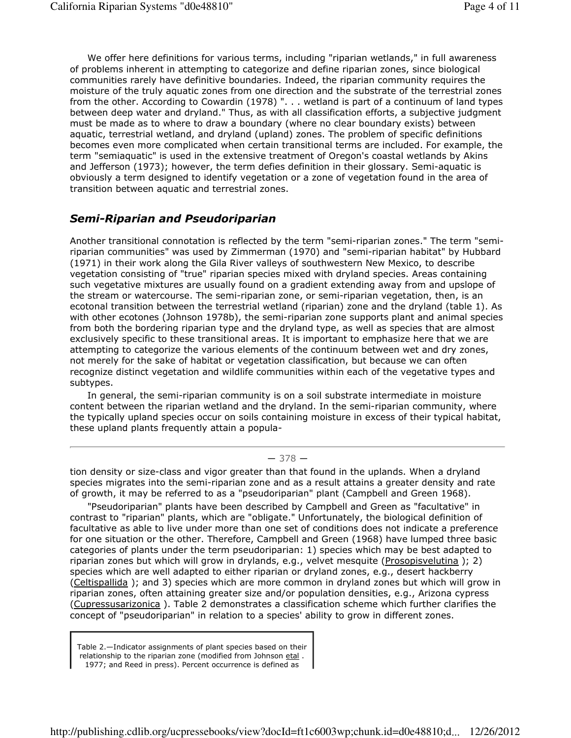We offer here definitions for various terms, including "riparian wetlands," in full awareness of problems inherent in attempting to categorize and define riparian zones, since biological communities rarely have definitive boundaries. Indeed, the riparian community requires the moisture of the truly aquatic zones from one direction and the substrate of the terrestrial zones from the other. According to Cowardin (1978) ". . . wetland is part of a continuum of land types between deep water and dryland." Thus, as with all classification efforts, a subjective judgment must be made as to where to draw a boundary (where no clear boundary exists) between aquatic, terrestrial wetland, and dryland (upland) zones. The problem of specific definitions becomes even more complicated when certain transitional terms are included. For example, the term "semiaquatic" is used in the extensive treatment of Oregon's coastal wetlands by Akins and Jefferson (1973); however, the term defies definition in their glossary. Semi-aquatic is obviously a term designed to identify vegetation or a zone of vegetation found in the area of transition between aquatic and terrestrial zones.

## *Semi-Riparian and Pseudoriparian*

Another transitional connotation is reflected by the term "semi-riparian zones." The term "semi-riparian communities" was used by Zimmerman (1970) and "semi-riparian habitat" by Hubbard (1971) in their work along the Gila River valleys of southwestern New Mexico, to describe vegetation consisting of "true" riparian species mixed with dryland species. Areas containing such vegetative mixtures are usually found on a gradient extending away from and upslope of the stream or watercourse. The semi-riparian zone, or semi-riparian vegetation, then, is an ecotonal transition between the terrestrial wetland (riparian) zone and the dryland (table 1). As with other ecotones (Johnson 1978b), the semi-riparian zone supports plant and animal species from both the bordering riparian type and the dryland type, as well as species that are almost exclusively specific to these transitional areas. It is important to emphasize here that we are attempting to categorize the various elements of the continuum between wet and dry zones, not merely for the sake of habitat or vegetation classification, but because we can often recognize distinct vegetation and wildlife communities within each of the vegetative types and subtypes.

In general, the semi-riparian community is on a soil substrate intermediate in moisture content between the riparian wetland and the dryland. In the semi-riparian community, where the typically upland species occur on soils containing moisture in excess of their typical habitat, these upland plants frequently attain a population density or size-class and vigor greater than that found in the uplands. When a dryland species migrates into the semi-riparian zone and as a result attains a greater density and rate of growth, it may be referred to as a "pseudoriparian" plant (Campbell and Green 1968).

"Pseudoriparian" plants have been described by Campbell and Green as "facultative" in contrast to "riparian" plants, which are "obligate." Unfortunately, the biological definition of facultative as able to live under more than one set of conditions does not indicate a preference for one situation or the other. Therefore, Campbell and Green (1968) have lumped three basic categories of plants under the term pseudoriparian: 1) species which may be best adapted to riparian zones but which will grow in drylands, e.g., velvet mesquite (Prosopisvelutina ); 2) species which are well adapted to either riparian or dryland zones, e.g., desert hackberry (Celtispallida ); and 3) species which are more common in dryland zones but which will grow in riparian zones, often attaining greater size and/or population densities, e.g., Arizona cypress (Cupressusarizonica ). Table 2 demonstrates a classification scheme which further clarifies the concept of "pseudoriparian" in relation to a species' ability to grow in different zones.

Table 2.—Indicator assignments of plant species based on their relationship to the riparian zone (modified from Johnson etal . 1977; and Reed in press). Percent occurrence is defined as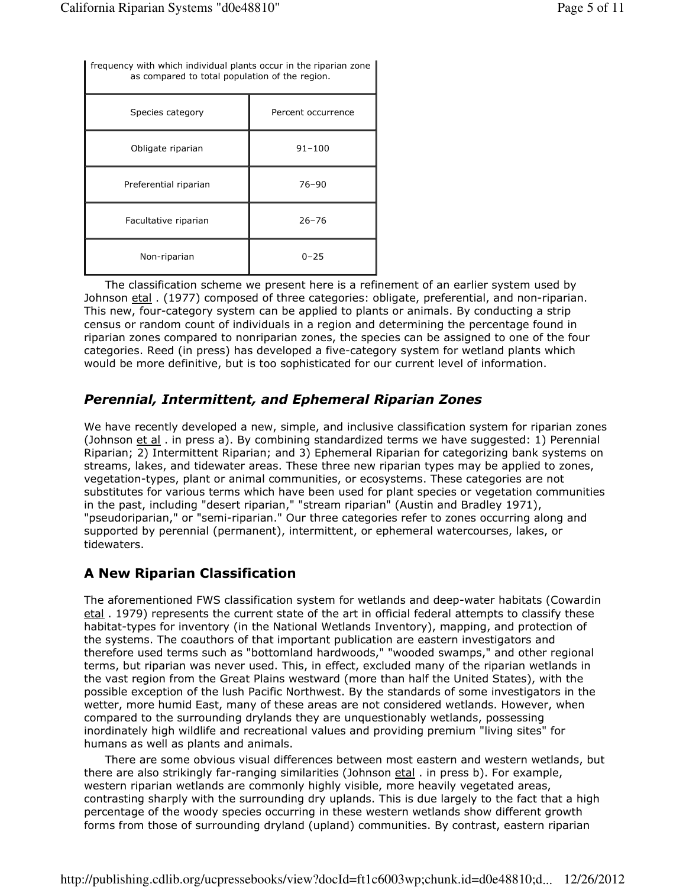| frequency with which individual plants occur in the riparian zone as compared to total population of the region. | |
|---|---|
| Species category | Percent occurrence |
| Obligate riparian | 91–100 |
| Preferential riparian | 76–90 |
| Facultative riparian | 26–76 |
| Non-riparian | 0–25 |

The classification scheme we present here is a refinement of an earlier system used by Johnson etal . (1977) composed of three categories: obligate, preferential, and non-riparian. This new, four-category system can be applied to plants or animals. By conducting a strip census or random count of individuals in a region and determining the percentage found in riparian zones compared to nonriparian zones, the species can be assigned to one of the four categories. Reed (in press) has developed a five-category system for wetland plants which would be more definitive, but is too sophisticated for our current level of information.

## *Perennial, Intermittent, and Ephemeral Riparian Zones*

We have recently developed a new, simple, and inclusive classification system for riparian zones (Johnson et al . in press a). By combining standardized terms we have suggested: 1) Perennial Riparian; 2) Intermittent Riparian; and 3) Ephemeral Riparian for categorizing bank systems on streams, lakes, and tidewater areas. These three new riparian types may be applied to zones, vegetation-types, plant or animal communities, or ecosystems. These categories are not substitutes for various terms which have been used for plant species or vegetation communities in the past, including "desert riparian," "stream riparian" (Austin and Bradley 1971), "pseudoriparian," or "semi-riparian." Our three categories refer to zones occurring along and supported by perennial (permanent), intermittent, or ephemeral watercourses, lakes, or tidewaters.

## A New Riparian Classification

The aforementioned FWS classification system for wetlands and deep-water habitats (Cowardin etal . 1979) represents the current state of the art in official federal attempts to classify these habitat-types for inventory (in the National Wetlands Inventory), mapping, and protection of the systems. The coauthors of that important publication are eastern investigators and therefore used terms such as "bottomland hardwoods," "wooded swamps," and other regional terms, but riparian was never used. This, in effect, excluded many of the riparian wetlands in the vast region from the Great Plains westward (more than half the United States), with the possible exception of the lush Pacific Northwest. By the standards of some investigators in the wetter, more humid East, many of these areas are not considered wetlands. However, when compared to the surrounding drylands they are unquestionably wetlands, possessing inordinately high wildlife and recreational values and providing premium "living sites" for humans as well as plants and animals.

There are some obvious visual differences between most eastern and western wetlands, but there are also strikingly far-ranging similarities (Johnson etal . in press b). For example, western riparian wetlands are commonly highly visible, more heavily vegetated areas, contrasting sharply with the surrounding dry uplands. This is due largely to the fact that a high percentage of the woody species occurring in these western wetlands show different growth forms from those of surrounding dryland (upland) communities. By contrast, eastern riparian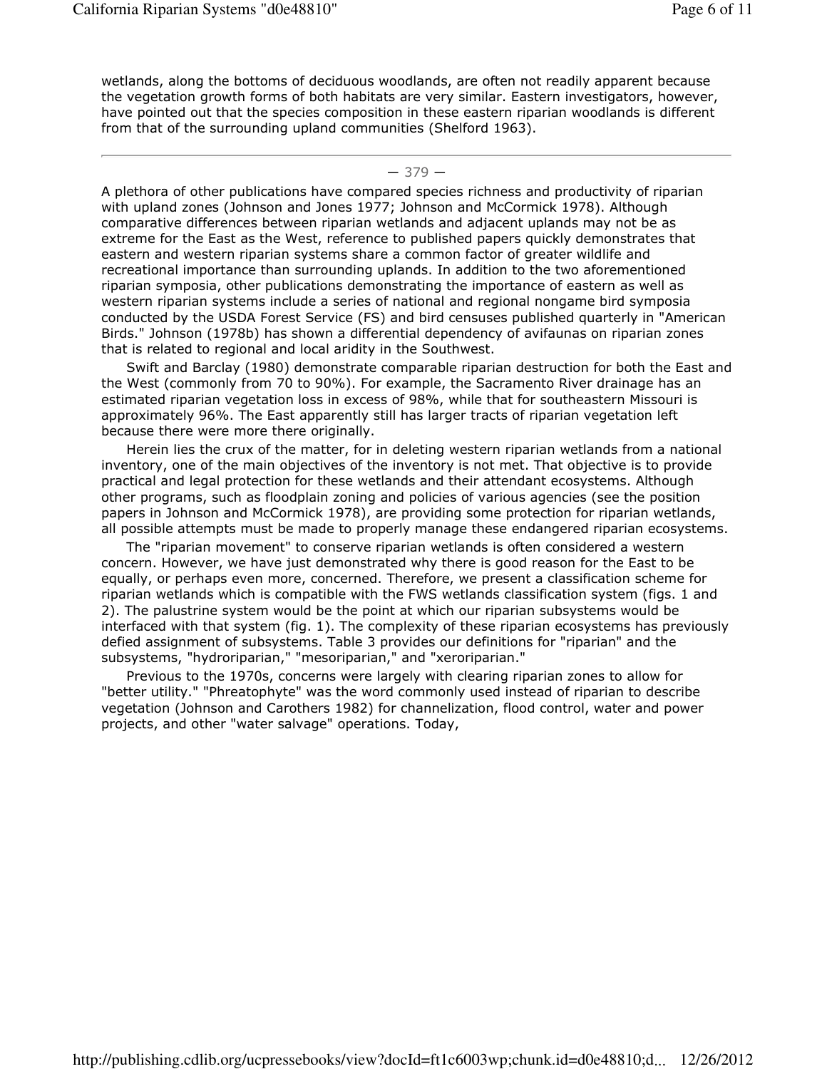wetlands, along the bottoms of deciduous woodlands, are often not readily apparent because the vegetation growth forms of both habitats are very similar. Eastern investigators, however, have pointed out that the species composition in these eastern riparian woodlands is different from that of the surrounding upland communities (Shelford 1963).

---

— 379 —

A plethora of other publications have compared species richness and productivity of riparian with upland zones (Johnson and Jones 1977; Johnson and McCormick 1978). Although comparative differences between riparian wetlands and adjacent uplands may not be as extreme for the East as the West, reference to published papers quickly demonstrates that eastern and western riparian systems share a common factor of greater wildlife and recreational importance than surrounding uplands. In addition to the two aforementioned riparian symposia, other publications demonstrating the importance of eastern as well as western riparian systems include a series of national and regional nongame bird symposia conducted by the USDA Forest Service (FS) and bird censuses published quarterly in "American Birds." Johnson (1978b) has shown a differential dependency of avifaunas on riparian zones that is related to regional and local aridity in the Southwest.

Swift and Barclay (1980) demonstrate comparable riparian destruction for both the East and the West (commonly from 70 to 90%). For example, the Sacramento River drainage has an estimated riparian vegetation loss in excess of 98%, while that for southeastern Missouri is approximately 96%. The East apparently still has larger tracts of riparian vegetation left because there were more there originally.

Herein lies the crux of the matter, for in deleting western riparian wetlands from a national inventory, one of the main objectives of the inventory is not met. That objective is to provide practical and legal protection for these wetlands and their attendant ecosystems. Although other programs, such as floodplain zoning and policies of various agencies (see the position papers in Johnson and McCormick 1978), are providing some protection for riparian wetlands, all possible attempts must be made to properly manage these endangered riparian ecosystems.

The "riparian movement" to conserve riparian wetlands is often considered a western concern. However, we have just demonstrated why there is good reason for the East to be equally, or perhaps even more, concerned. Therefore, we present a classification scheme for riparian wetlands which is compatible with the FWS wetlands classification system (figs. 1 and 2). The palustrine system would be the point at which our riparian subsystems would be interfaced with that system (fig. 1). The complexity of these riparian ecosystems has previously defied assignment of subsystems. Table 3 provides our definitions for "riparian" and the subsystems, "hydroriparian," "mesoriparian," and "xeroriparian."

Previous to the 1970s, concerns were largely with clearing riparian zones to allow for "better utility." "Phreatophyte" was the word commonly used instead of riparian to describe vegetation (Johnson and Carothers 1982) for channelization, flood control, water and power projects, and other "water salvage" operations. Today,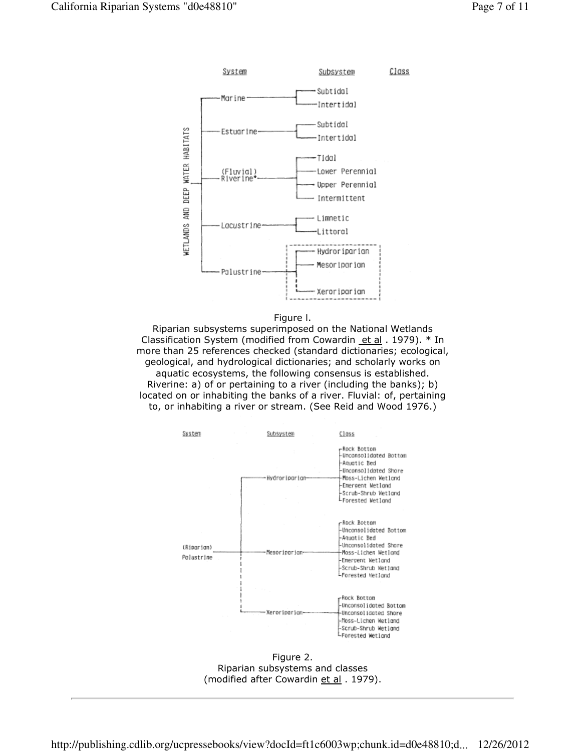| System | Subsystem | Class |
|---|---|---|
| Marine | Subtidal | |
| | Intertidal | |
| Estuarine | Subtidal | |
| | Intertidal | |
| (Fluvial) Riverine* | Tidal | |
| | Lower Perennial | |
| | Upper Perennial | |
| | Intermittent | |
| Lacustrine | Limnetic | |
| | Littoral | |
| Palustrine | Hydroriparian | |
| | Mesoriparian | |
| | Xeroriparian | |

WETLANDS AND DEEP WATER HABITATS

Figure l.
Riparian subsystems superimposed on the National Wetlands Classification System (modified from Cowardin et al . 1979). * In more than 25 references checked (standard dictionaries; ecological, geological, and hydrological dictionaries; and scholarly works on aquatic ecosystems, the following consensus is established. Riverine: a) of or pertaining to a river (including the banks); b) located on or inhabiting the banks of a river. Fluvial: of, pertaining to, or inhabiting a river or stream. (See Reid and Wood 1976.)

| System | Subsystem | Class |
|---|---|---|
| (Riparian) Palustrine | Hydroriparian | Rock Bottom |
| | | Unconsolidated Bottom |
| | | Aquatic Bed |
| | | Unconsolidated Shore |
| | | Moss-Lichen Wetland |
| | | Emergent Wetland |
| | | Scrub-Shrub Wetland |
| | | Forested Wetland |
| | Mesoriparian | Rock Bottom |
| | | Unconsolidated Bottom |
| | | Aquatic Bed |
| | | Unconsolidated Shore |
| | | Moss-Lichen Wetland |
| | | Emergent Wetland |
| | | Scrub-Shrub Wetland |
| | | Forested Wetland |
| | Xeroriparian | Rock Bottom |
| | | Unconsolidated Bottom |
| | | Unconsolidated Shore |
| | | Moss-Lichen Wetland |
| | | Scrub-Shrub Wetland |
| | | Forested Wetland |

Figure 2.
Riparian subsystems and classes
(modified after Cowardin et al . 1979).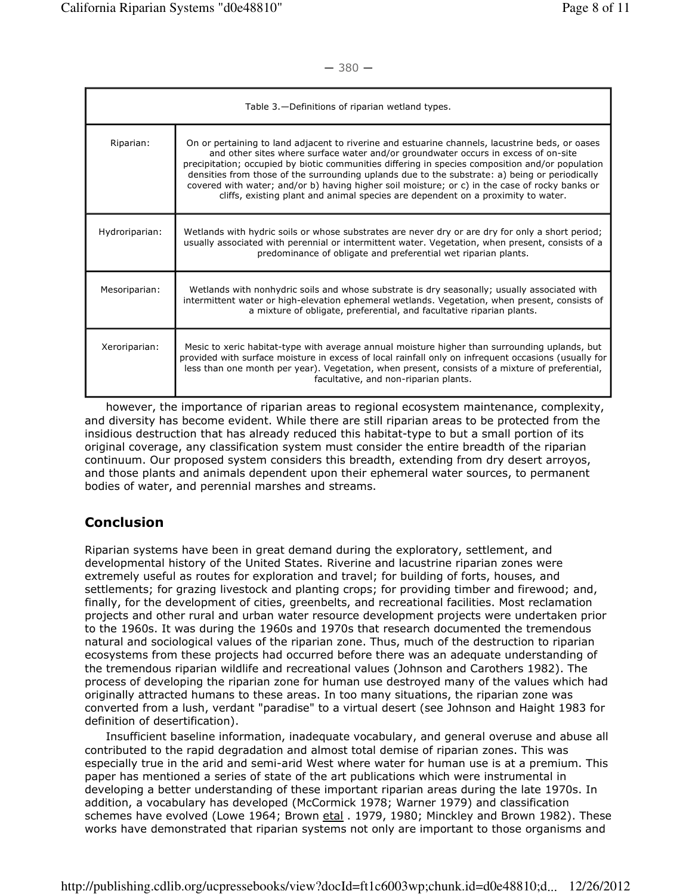— 380 —

| Table 3.—Definitions of riparian wetland types. | |
|---|---|
| Riparian: | On or pertaining to land adjacent to riverine and estuarine channels, lacustrine beds, or oases and other sites where surface water and/or groundwater occurs in excess of on-site precipitation; occupied by biotic communities differing in species composition and/or population densities from those of the surrounding uplands due to the substrate: a) being or periodically covered with water; and/or b) having higher soil moisture; or c) in the case of rocky banks or cliffs, existing plant and animal species are dependent on a proximity to water. |
| Hydroriparian: | Wetlands with hydric soils or whose substrates are never dry or are dry for only a short period; usually associated with perennial or intermittent water. Vegetation, when present, consists of a predominance of obligate and preferential wet riparian plants. |
| Mesoriparian: | Wetlands with nonhydric soils and whose substrate is dry seasonally; usually associated with intermittent water or high-elevation ephemeral wetlands. Vegetation, when present, consists of a mixture of obligate, preferential, and facultative riparian plants. |
| Xeroriparian: | Mesic to xeric habitat-type with average annual moisture higher than surrounding uplands, but provided with surface moisture in excess of local rainfall only on infrequent occasions (usually for less than one month per year). Vegetation, when present, consists of a mixture of preferential, facultative, and non-riparian plants. |

however, the importance of riparian areas to regional ecosystem maintenance, complexity, and diversity has become evident. While there are still riparian areas to be protected from the insidious destruction that has already reduced this habitat-type to but a small portion of its original coverage, any classification system must consider the entire breadth of the riparian continuum. Our proposed system considers this breadth, extending from dry desert arroyos, and those plants and animals dependent upon their ephemeral water sources, to permanent bodies of water, and perennial marshes and streams.

## Conclusion

Riparian systems have been in great demand during the exploratory, settlement, and developmental history of the United States. Riverine and lacustrine riparian zones were extremely useful as routes for exploration and travel; for building of forts, houses, and settlements; for grazing livestock and planting crops; for providing timber and firewood; and, finally, for the development of cities, greenbelts, and recreational facilities. Most reclamation projects and other rural and urban water resource development projects were undertaken prior to the 1960s. It was during the 1960s and 1970s that research documented the tremendous natural and sociological values of the riparian zone. Thus, much of the destruction to riparian ecosystems from these projects had occurred before there was an adequate understanding of the tremendous riparian wildlife and recreational values (Johnson and Carothers 1982). The process of developing the riparian zone for human use destroyed many of the values which had originally attracted humans to these areas. In too many situations, the riparian zone was converted from a lush, verdant "paradise" to a virtual desert (see Johnson and Haight 1983 for definition of desertification).

Insufficient baseline information, inadequate vocabulary, and general overuse and abuse all contributed to the rapid degradation and almost total demise of riparian zones. This was especially true in the arid and semi-arid West where water for human use is at a premium. This paper has mentioned a series of state of the art publications which were instrumental in developing a better understanding of these important riparian areas during the late 1970s. In addition, a vocabulary has developed (McCormick 1978; Warner 1979) and classification schemes have evolved (Lowe 1964; Brown etal . 1979, 1980; Minckley and Brown 1982). These works have demonstrated that riparian systems not only are important to those organisms and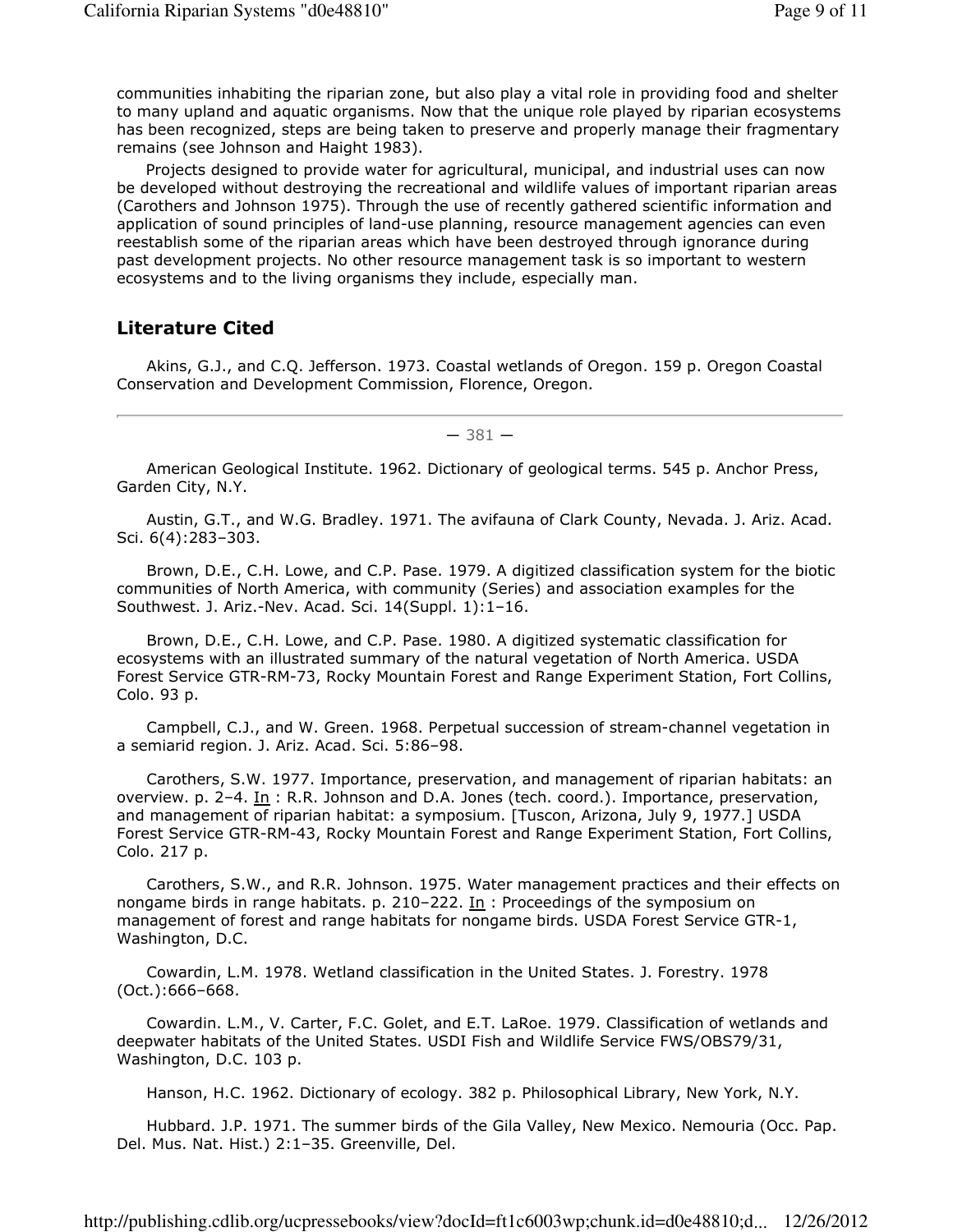communities inhabiting the riparian zone, but also play a vital role in providing food and shelter to many upland and aquatic organisms. Now that the unique role played by riparian ecosystems has been recognized, steps are being taken to preserve and properly manage their fragmentary remains (see Johnson and Haight 1983).

Projects designed to provide water for agricultural, municipal, and industrial uses can now be developed without destroying the recreational and wildlife values of important riparian areas (Carothers and Johnson 1975). Through the use of recently gathered scientific information and application of sound principles of land-use planning, resource management agencies can even reestablish some of the riparian areas which have been destroyed through ignorance during past development projects. No other resource management task is so important to western ecosystems and to the living organisms they include, especially man.

## Literature Cited

Akins, G.J., and C.Q. Jefferson. 1973. Coastal wetlands of Oregon. 159 p. Oregon Coastal Conservation and Development Commission, Florence, Oregon.

— 381 —

American Geological Institute. 1962. Dictionary of geological terms. 545 p. Anchor Press, Garden City, N.Y.

Austin, G.T., and W.G. Bradley. 1971. The avifauna of Clark County, Nevada. J. Ariz. Acad. Sci. 6(4):283–303.

Brown, D.E., C.H. Lowe, and C.P. Pase. 1979. A digitized classification system for the biotic communities of North America, with community (Series) and association examples for the Southwest. J. Ariz.-Nev. Acad. Sci. 14(Suppl. 1):1–16.

Brown, D.E., C.H. Lowe, and C.P. Pase. 1980. A digitized systematic classification for ecosystems with an illustrated summary of the natural vegetation of North America. USDA Forest Service GTR-RM-73, Rocky Mountain Forest and Range Experiment Station, Fort Collins, Colo. 93 p.

Campbell, C.J., and W. Green. 1968. Perpetual succession of stream-channel vegetation in a semiarid region. J. Ariz. Acad. Sci. 5:86–98.

Carothers, S.W. 1977. Importance, preservation, and management of riparian habitats: an overview. p. 2–4. In : R.R. Johnson and D.A. Jones (tech. coord.). Importance, preservation, and management of riparian habitat: a symposium. [Tuscon, Arizona, July 9, 1977.] USDA Forest Service GTR-RM-43, Rocky Mountain Forest and Range Experiment Station, Fort Collins, Colo. 217 p.

Carothers, S.W., and R.R. Johnson. 1975. Water management practices and their effects on nongame birds in range habitats. p. 210–222. In : Proceedings of the symposium on management of forest and range habitats for nongame birds. USDA Forest Service GTR-1, Washington, D.C.

Cowardin, L.M. 1978. Wetland classification in the United States. J. Forestry. 1978 (Oct.):666–668.

Cowardin. L.M., V. Carter, F.C. Golet, and E.T. LaRoe. 1979. Classification of wetlands and deepwater habitats of the United States. USDI Fish and Wildlife Service FWS/OBS79/31, Washington, D.C. 103 p.

Hanson, H.C. 1962. Dictionary of ecology. 382 p. Philosophical Library, New York, N.Y.

Hubbard. J.P. 1971. The summer birds of the Gila Valley, New Mexico. Nemouria (Occ. Pap. Del. Mus. Nat. Hist.) 2:1–35. Greenville, Del.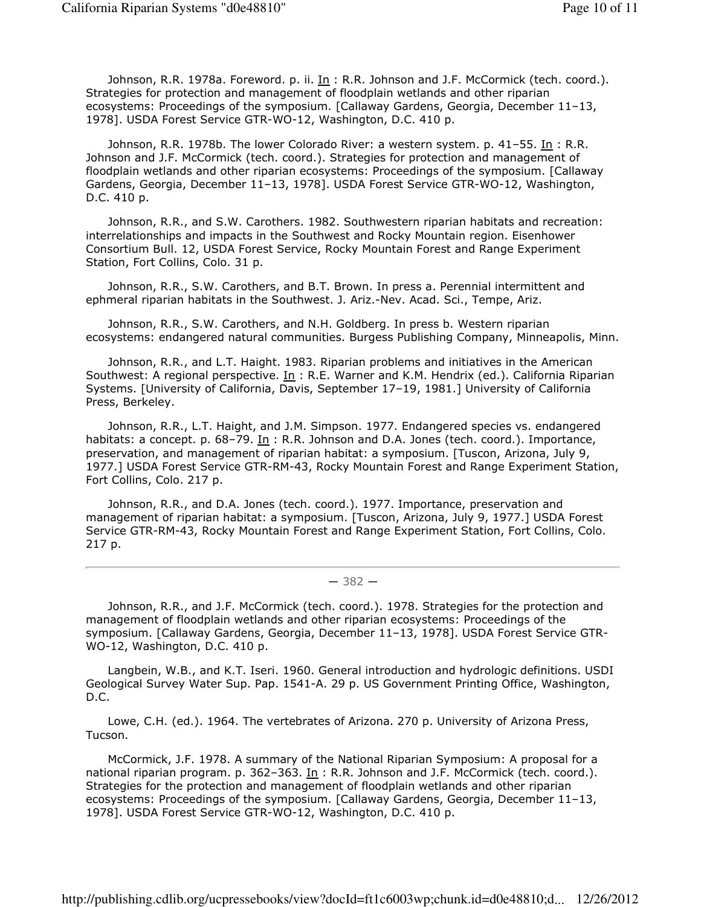Johnson, R.R. 1978a. Foreword. p. ii. In : R.R. Johnson and J.F. McCormick (tech. coord.). Strategies for protection and management of floodplain wetlands and other riparian ecosystems: Proceedings of the symposium. [Callaway Gardens, Georgia, December 11–13, 1978]. USDA Forest Service GTR-WO-12, Washington, D.C. 410 p.

Johnson, R.R. 1978b. The lower Colorado River: a western system. p. 41–55. In : R.R. Johnson and J.F. McCormick (tech. coord.). Strategies for protection and management of floodplain wetlands and other riparian ecosystems: Proceedings of the symposium. [Callaway Gardens, Georgia, December 11–13, 1978]. USDA Forest Service GTR-WO-12, Washington, D.C. 410 p.

Johnson, R.R., and S.W. Carothers. 1982. Southwestern riparian habitats and recreation: interrelationships and impacts in the Southwest and Rocky Mountain region. Eisenhower Consortium Bull. 12, USDA Forest Service, Rocky Mountain Forest and Range Experiment Station, Fort Collins, Colo. 31 p.

Johnson, R.R., S.W. Carothers, and B.T. Brown. In press a. Perennial intermittent and ephmeral riparian habitats in the Southwest. J. Ariz.-Nev. Acad. Sci., Tempe, Ariz.

Johnson, R.R., S.W. Carothers, and N.H. Goldberg. In press b. Western riparian ecosystems: endangered natural communities. Burgess Publishing Company, Minneapolis, Minn.

Johnson, R.R., and L.T. Haight. 1983. Riparian problems and initiatives in the American Southwest: A regional perspective. In: R.E. Warner and K.M. Hendrix (ed.). California Riparian Systems. [University of California, Davis, September 17–19, 1981.] University of California Press, Berkeley.

Johnson, R.R., L.T. Haight, and J.M. Simpson. 1977. Endangered species vs. endangered habitats: a concept. p. 68–79. In : R.R. Johnson and D.A. Jones (tech. coord.). Importance, preservation, and management of riparian habitat: a symposium. [Tuscon, Arizona, July 9, 1977.] USDA Forest Service GTR-RM-43, Rocky Mountain Forest and Range Experiment Station, Fort Collins, Colo. 217 p.

Johnson, R.R., and D.A. Jones (tech. coord.). 1977. Importance, preservation and management of riparian habitat: a symposium. [Tuscon, Arizona, July 9, 1977.] USDA Forest Service GTR-RM-43, Rocky Mountain Forest and Range Experiment Station, Fort Collins, Colo. 217 p.

— 382 —

Johnson, R.R., and J.F. McCormick (tech. coord.). 1978. Strategies for the protection and management of floodplain wetlands and other riparian ecosystems: Proceedings of the symposium. [Callaway Gardens, Georgia, December 11–13, 1978]. USDA Forest Service GTR-WO-12, Washington, D.C. 410 p.

Langbein, W.B., and K.T. Iseri. 1960. General introduction and hydrologic definitions. USDI Geological Survey Water Sup. Pap. 1541-A. 29 p. US Government Printing Office, Washington, D.C.

Lowe, C.H. (ed.). 1964. The vertebrates of Arizona. 270 p. University of Arizona Press, Tucson.

McCormick, J.F. 1978. A summary of the National Riparian Symposium: A proposal for a national riparian program. p. 362–363. In : R.R. Johnson and J.F. McCormick (tech. coord.). Strategies for the protection and management of floodplain wetlands and other riparian ecosystems: Proceedings of the symposium. [Callaway Gardens, Georgia, December 11–13, 1978]. USDA Forest Service GTR-WO-12, Washington, D.C. 410 p.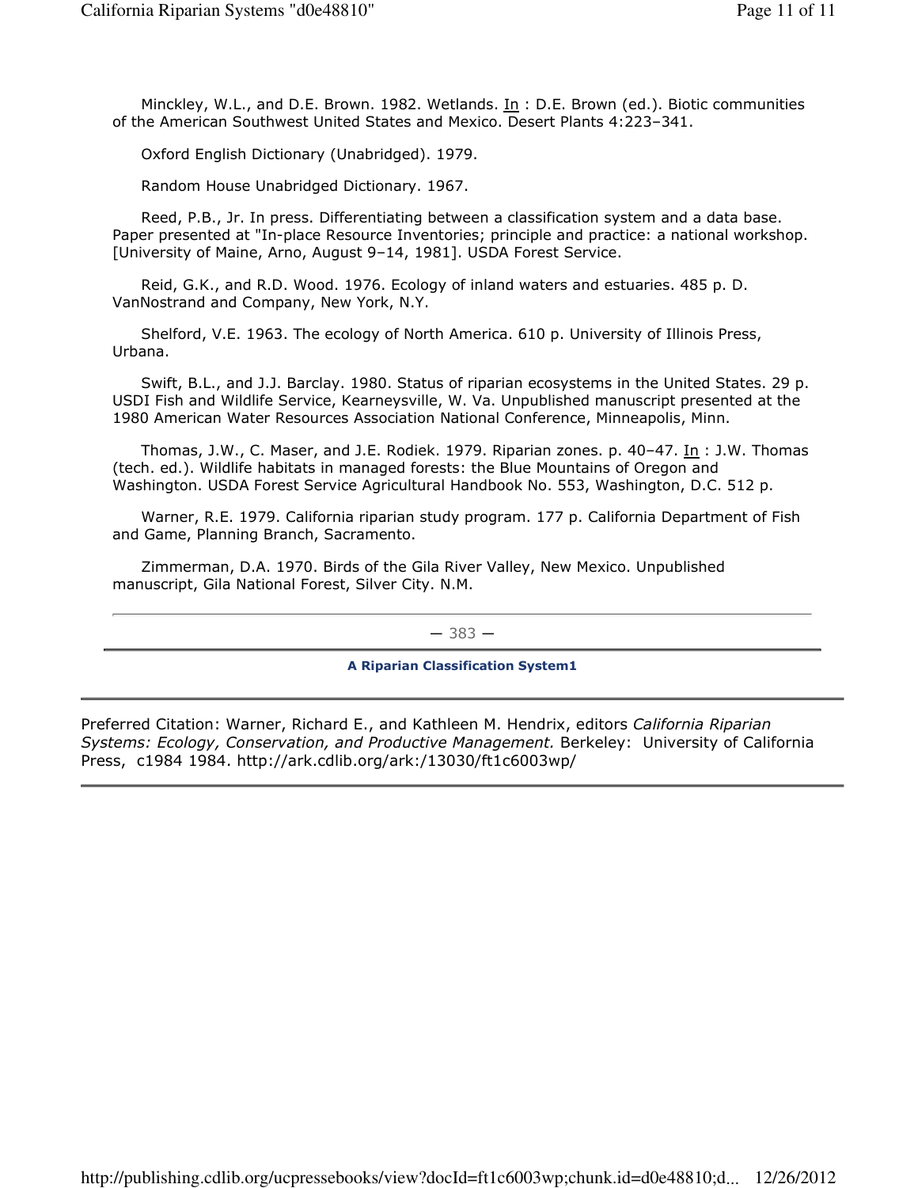Minckley, W.L., and D.E. Brown. 1982. Wetlands. In : D.E. Brown (ed.). Biotic communities of the American Southwest United States and Mexico. Desert Plants 4:223–341.

Oxford English Dictionary (Unabridged). 1979.

Random House Unabridged Dictionary. 1967.

Reed, P.B., Jr. In press. Differentiating between a classification system and a data base. Paper presented at "In-place Resource Inventories; principle and practice: a national workshop. [University of Maine, Arno, August 9–14, 1981]. USDA Forest Service.

Reid, G.K., and R.D. Wood. 1976. Ecology of inland waters and estuaries. 485 p. D. VanNostrand and Company, New York, N.Y.

Shelford, V.E. 1963. The ecology of North America. 610 p. University of Illinois Press, Urbana.

Swift, B.L., and J.J. Barclay. 1980. Status of riparian ecosystems in the United States. 29 p. USDI Fish and Wildlife Service, Kearneysville, W. Va. Unpublished manuscript presented at the 1980 American Water Resources Association National Conference, Minneapolis, Minn.

Thomas, J.W., C. Maser, and J.E. Rodiek. 1979. Riparian zones. p. 40–47. In : J.W. Thomas (tech. ed.). Wildlife habitats in managed forests: the Blue Mountains of Oregon and Washington. USDA Forest Service Agricultural Handbook No. 553, Washington, D.C. 512 p.

Warner, R.E. 1979. California riparian study program. 177 p. California Department of Fish and Game, Planning Branch, Sacramento.

Zimmerman, D.A. 1970. Birds of the Gila River Valley, New Mexico. Unpublished manuscript, Gila National Forest, Silver City. N.M.

— 383 —

**A Riparian Classification System1**

Preferred Citation: Warner, Richard E., and Kathleen M. Hendrix, editors *California Riparian Systems: Ecology, Conservation, and Productive Management.* Berkeley: University of California Press, c1984 1984. http://ark.cdlib.org/ark:/13030/ft1c6003wp/